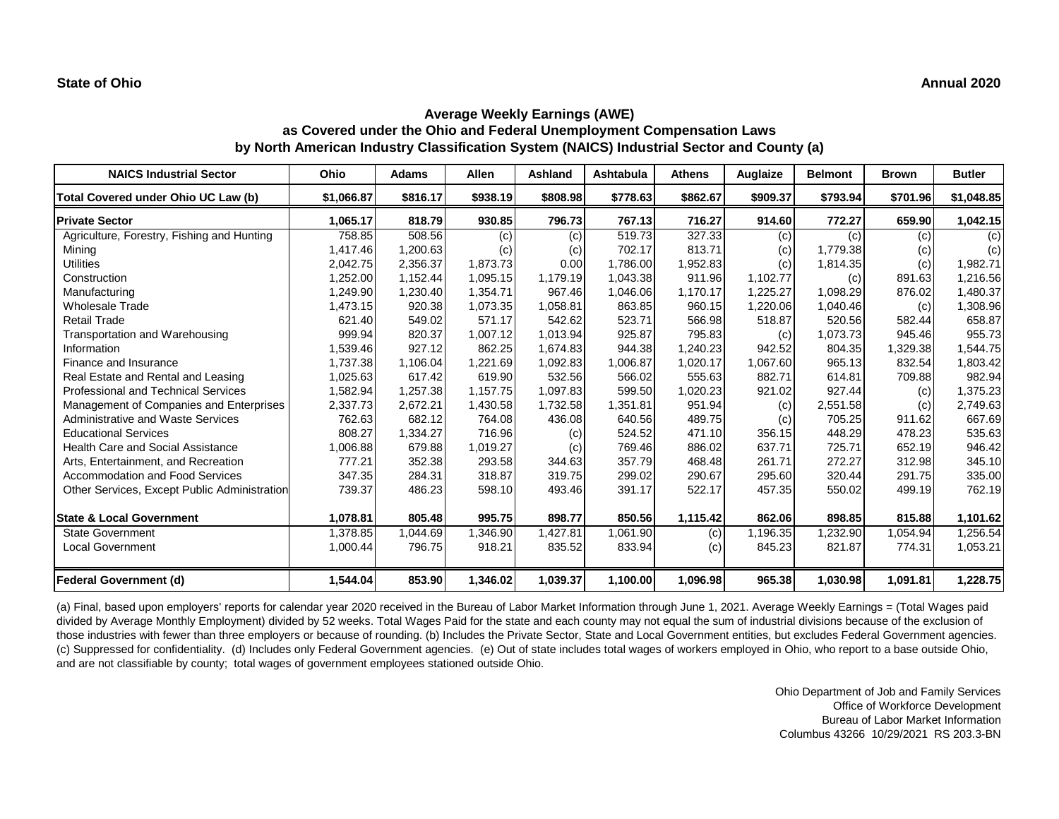**State of Ohio** **Annual 2020**

## Average Weekly Earnings (AWE)
## as Covered under the Ohio and Federal Unemployment Compensation Laws
## by North American Industry Classification System (NAICS) Industrial Sector and County (a)

| NAICS Industrial Sector | Ohio | Adams | Allen | Ashland | Ashtabula | Athens | Auglaize | Belmont | Brown | Butler |
|---|---|---|---|---|---|---|---|---|---|---|
| **Total Covered under Ohio UC Law (b)** | **$1,066.87** | **$816.17** | **$938.19** | **$808.98** | **$778.63** | **$862.67** | **$909.37** | **$793.94** | **$701.96** | **$1,048.85** |
| **Private Sector** | **1,065.17** | **818.79** | **930.85** | **796.73** | **767.13** | **716.27** | **914.60** | **772.27** | **659.90** | **1,042.15** |
| Agriculture, Forestry, Fishing and Hunting | 758.85 | 508.56 | (c) | (c) | 519.73 | 327.33 | (c) | (c) | (c) | (c) |
| Mining | 1,417.46 | 1,200.63 | (c) | (c) | 702.17 | 813.71 | (c) | 1,779.38 | (c) | (c) |
| Utilities | 2,042.75 | 2,356.37 | 1,873.73 | 0.00 | 1,786.00 | 1,952.83 | (c) | 1,814.35 | (c) | 1,982.71 |
| Construction | 1,252.00 | 1,152.44 | 1,095.15 | 1,179.19 | 1,043.38 | 911.96 | 1,102.77 | (c) | 891.63 | 1,216.56 |
| Manufacturing | 1,249.90 | 1,230.40 | 1,354.71 | 967.46 | 1,046.06 | 1,170.17 | 1,225.27 | 1,098.29 | 876.02 | 1,480.37 |
| Wholesale Trade | 1,473.15 | 920.38 | 1,073.35 | 1,058.81 | 863.85 | 960.15 | 1,220.06 | 1,040.46 | (c) | 1,308.96 |
| Retail Trade | 621.40 | 549.02 | 571.17 | 542.62 | 523.71 | 566.98 | 518.87 | 520.56 | 582.44 | 658.87 |
| Transportation and Warehousing | 999.94 | 820.37 | 1,007.12 | 1,013.94 | 925.87 | 795.83 | (c) | 1,073.73 | 945.46 | 955.73 |
| Information | 1,539.46 | 927.12 | 862.25 | 1,674.83 | 944.38 | 1,240.23 | 942.52 | 804.35 | 1,329.38 | 1,544.75 |
| Finance and Insurance | 1,737.38 | 1,106.04 | 1,221.69 | 1,092.83 | 1,006.87 | 1,020.17 | 1,067.60 | 965.13 | 832.54 | 1,803.42 |
| Real Estate and Rental and Leasing | 1,025.63 | 617.42 | 619.90 | 532.56 | 566.02 | 555.63 | 882.71 | 614.81 | 709.88 | 982.94 |
| Professional and Technical Services | 1,582.94 | 1,257.38 | 1,157.75 | 1,097.83 | 599.50 | 1,020.23 | 921.02 | 927.44 | (c) | 1,375.23 |
| Management of Companies and Enterprises | 2,337.73 | 2,672.21 | 1,430.58 | 1,732.58 | 1,351.81 | 951.94 | (c) | 2,551.58 | (c) | 2,749.63 |
| Administrative and Waste Services | 762.63 | 682.12 | 764.08 | 436.08 | 640.56 | 489.75 | (c) | 705.25 | 911.62 | 667.69 |
| Educational Services | 808.27 | 1,334.27 | 716.96 | (c) | 524.52 | 471.10 | 356.15 | 448.29 | 478.23 | 535.63 |
| Health Care and Social Assistance | 1,006.88 | 679.88 | 1,019.27 | (c) | 769.46 | 886.02 | 637.71 | 725.71 | 652.19 | 946.42 |
| Arts, Entertainment, and Recreation | 777.21 | 352.38 | 293.58 | 344.63 | 357.79 | 468.48 | 261.71 | 272.27 | 312.98 | 345.10 |
| Accommodation and Food Services | 347.35 | 284.31 | 318.87 | 319.75 | 299.02 | 290.67 | 295.60 | 320.44 | 291.75 | 335.00 |
| Other Services, Except Public Administration | 739.37 | 486.23 | 598.10 | 493.46 | 391.17 | 522.17 | 457.35 | 550.02 | 499.19 | 762.19 |
| **State & Local Government** | **1,078.81** | **805.48** | **995.75** | **898.77** | **850.56** | **1,115.42** | **862.06** | **898.85** | **815.88** | **1,101.62** |
| State Government | 1,378.85 | 1,044.69 | 1,346.90 | 1,427.81 | 1,061.90 | (c) | 1,196.35 | 1,232.90 | 1,054.94 | 1,256.54 |
| Local Government | 1,000.44 | 796.75 | 918.21 | 835.52 | 833.94 | (c) | 845.23 | 821.87 | 774.31 | 1,053.21 |
| **Federal Government (d)** | **1,544.04** | **853.90** | **1,346.02** | **1,039.37** | **1,100.00** | **1,096.98** | **965.38** | **1,030.98** | **1,091.81** | **1,228.75** |

(a) Final, based upon employers' reports for calendar year 2020 received in the Bureau of Labor Market Information through June 1, 2021. Average Weekly Earnings = (Total Wages paid divided by Average Monthly Employment) divided by 52 weeks. Total Wages Paid for the state and each county may not equal the sum of industrial divisions because of the exclusion of those industries with fewer than three employers or because of rounding. (b) Includes the Private Sector, State and Local Government entities, but excludes Federal Government agencies. (c) Suppressed for confidentiality. (d) Includes only Federal Government agencies. (e) Out of state includes total wages of workers employed in Ohio, who report to a base outside Ohio, and are not classifiable by county; total wages of government employees stationed outside Ohio.

Ohio Department of Job and Family Services
Office of Workforce Development
Bureau of Labor Market Information
Columbus 43266 10/29/2021 RS 203.3-BN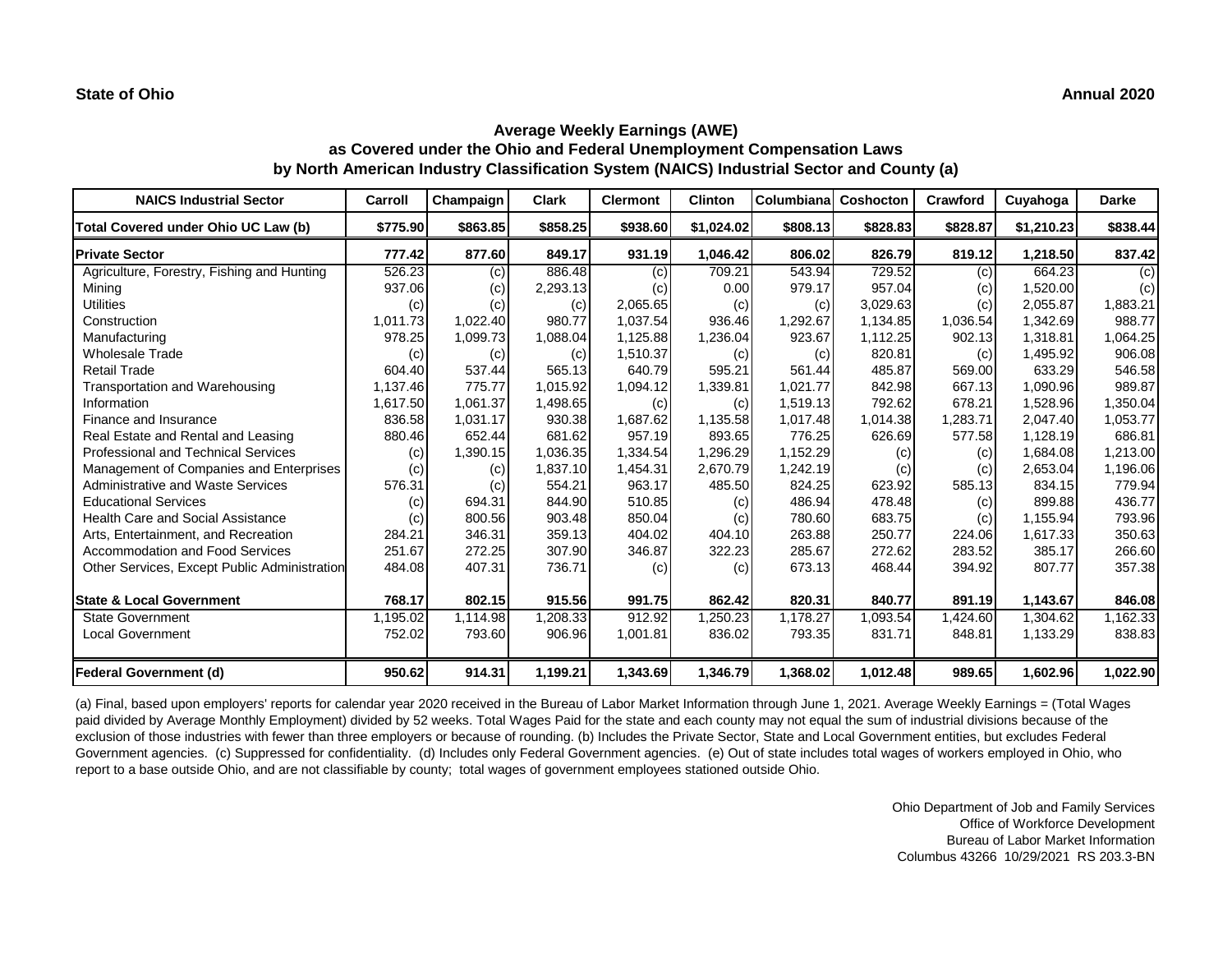**State of Ohio** **Annual 2020**

## Average Weekly Earnings (AWE) as Covered under the Ohio and Federal Unemployment Compensation Laws by North American Industry Classification System (NAICS) Industrial Sector and County (a)

| NAICS Industrial Sector | Carroll | Champaign | Clark | Clermont | Clinton | Columbiana | Coshocton | Crawford | Cuyahoga | Darke |
|---|---|---|---|---|---|---|---|---|---|---|
| **Total Covered under Ohio UC Law (b)** | **$775.90** | **$863.85** | **$858.25** | **$938.60** | **$1,024.02** | **$808.13** | **$828.83** | **$828.87** | **$1,210.23** | **$838.44** |
| **Private Sector** | **777.42** | **877.60** | **849.17** | **931.19** | **1,046.42** | **806.02** | **826.79** | **819.12** | **1,218.50** | **837.42** |
| Agriculture, Forestry, Fishing and Hunting | 526.23 | (c) | 886.48 | (c) | 709.21 | 543.94 | 729.52 | (c) | 664.23 | (c) |
| Mining | 937.06 | (c) | 2,293.13 | (c) | 0.00 | 979.17 | 957.04 | (c) | 1,520.00 | (c) |
| Utilities | (c) | (c) | (c) | 2,065.65 | (c) | (c) | 3,029.63 | (c) | 2,055.87 | 1,883.21 |
| Construction | 1,011.73 | 1,022.40 | 980.77 | 1,037.54 | 936.46 | 1,292.67 | 1,134.85 | 1,036.54 | 1,342.69 | 988.77 |
| Manufacturing | 978.25 | 1,099.73 | 1,088.04 | 1,125.88 | 1,236.04 | 923.67 | 1,112.25 | 902.13 | 1,318.81 | 1,064.25 |
| Wholesale Trade | (c) | (c) | (c) | 1,510.37 | (c) | (c) | 820.81 | (c) | 1,495.92 | 906.08 |
| Retail Trade | 604.40 | 537.44 | 565.13 | 640.79 | 595.21 | 561.44 | 485.87 | 569.00 | 633.29 | 546.58 |
| Transportation and Warehousing | 1,137.46 | 775.77 | 1,015.92 | 1,094.12 | 1,339.81 | 1,021.77 | 842.98 | 667.13 | 1,090.96 | 989.87 |
| Information | 1,617.50 | 1,061.37 | 1,498.65 | (c) | (c) | 1,519.13 | 792.62 | 678.21 | 1,528.96 | 1,350.04 |
| Finance and Insurance | 836.58 | 1,031.17 | 930.38 | 1,687.62 | 1,135.58 | 1,017.48 | 1,014.38 | 1,283.71 | 2,047.40 | 1,053.77 |
| Real Estate and Rental and Leasing | 880.46 | 652.44 | 681.62 | 957.19 | 893.65 | 776.25 | 626.69 | 577.58 | 1,128.19 | 686.81 |
| Professional and Technical Services | (c) | 1,390.15 | 1,036.35 | 1,334.54 | 1,296.29 | 1,152.29 | (c) | (c) | 1,684.08 | 1,213.00 |
| Management of Companies and Enterprises | (c) | (c) | 1,837.10 | 1,454.31 | 2,670.79 | 1,242.19 | (c) | (c) | 2,653.04 | 1,196.06 |
| Administrative and Waste Services | 576.31 | (c) | 554.21 | 963.17 | 485.50 | 824.25 | 623.92 | 585.13 | 834.15 | 779.94 |
| Educational Services | (c) | 694.31 | 844.90 | 510.85 | (c) | 486.94 | 478.48 | (c) | 899.88 | 436.77 |
| Health Care and Social Assistance | (c) | 800.56 | 903.48 | 850.04 | (c) | 780.60 | 683.75 | (c) | 1,155.94 | 793.96 |
| Arts, Entertainment, and Recreation | 284.21 | 346.31 | 359.13 | 404.02 | 404.10 | 263.88 | 250.77 | 224.06 | 1,617.33 | 350.63 |
| Accommodation and Food Services | 251.67 | 272.25 | 307.90 | 346.87 | 322.23 | 285.67 | 272.62 | 283.52 | 385.17 | 266.60 |
| Other Services, Except Public Administration | 484.08 | 407.31 | 736.71 | (c) | (c) | 673.13 | 468.44 | 394.92 | 807.77 | 357.38 |
| **State & Local Government** | **768.17** | **802.15** | **915.56** | **991.75** | **862.42** | **820.31** | **840.77** | **891.19** | **1,143.67** | **846.08** |
| State Government | 1,195.02 | 1,114.98 | 1,208.33 | 912.92 | 1,250.23 | 1,178.27 | 1,093.54 | 1,424.60 | 1,304.62 | 1,162.33 |
| Local Government | 752.02 | 793.60 | 906.96 | 1,001.81 | 836.02 | 793.35 | 831.71 | 848.81 | 1,133.29 | 838.83 |
| **Federal Government (d)** | **950.62** | **914.31** | **1,199.21** | **1,343.69** | **1,346.79** | **1,368.02** | **1,012.48** | **989.65** | **1,602.96** | **1,022.90** |

(a) Final, based upon employers' reports for calendar year 2020 received in the Bureau of Labor Market Information through June 1, 2021. Average Weekly Earnings = (Total Wages paid divided by Average Monthly Employment) divided by 52 weeks. Total Wages Paid for the state and each county may not equal the sum of industrial divisions because of the exclusion of those industries with fewer than three employers or because of rounding. (b) Includes the Private Sector, State and Local Government entities, but excludes Federal Government agencies. (c) Suppressed for confidentiality. (d) Includes only Federal Government agencies. (e) Out of state includes total wages of workers employed in Ohio, who report to a base outside Ohio, and are not classifiable by county; total wages of government employees stationed outside Ohio.

Ohio Department of Job and Family Services
Office of Workforce Development
Bureau of Labor Market Information
Columbus 43266 10/29/2021 RS 203.3-BN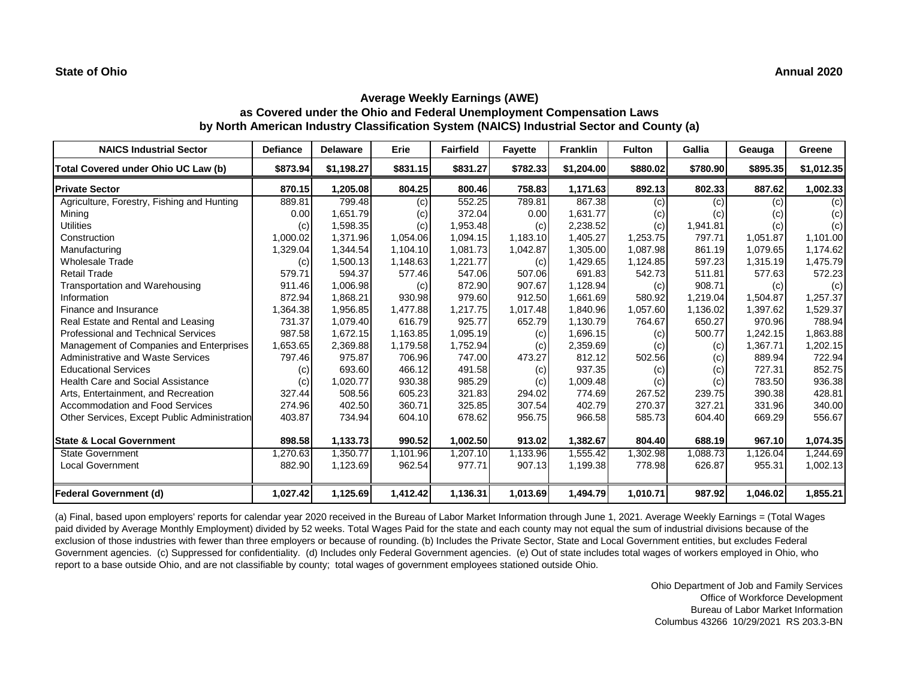**State of Ohio** **Annual 2020**

## Average Weekly Earnings (AWE)
## as Covered under the Ohio and Federal Unemployment Compensation Laws
## by North American Industry Classification System (NAICS) Industrial Sector and County (a)

| NAICS Industrial Sector | Defiance | Delaware | Erie | Fairfield | Fayette | Franklin | Fulton | Gallia | Geauga | Greene |
|---|---|---|---|---|---|---|---|---|---|---|
| **Total Covered under Ohio UC Law (b)** | **$873.94** | **$1,198.27** | **$831.15** | **$831.27** | **$782.33** | **$1,204.00** | **$880.02** | **$780.90** | **$895.35** | **$1,012.35** |
| **Private Sector** | **870.15** | **1,205.08** | **804.25** | **800.46** | **758.83** | **1,171.63** | **892.13** | **802.33** | **887.62** | **1,002.33** |
| Agriculture, Forestry, Fishing and Hunting | 889.81 | 799.48 | (c) | 552.25 | 789.81 | 867.38 | (c) | (c) | (c) | (c) |
| Mining | 0.00 | 1,651.79 | (c) | 372.04 | 0.00 | 1,631.77 | (c) | (c) | (c) | (c) |
| Utilities | (c) | 1,598.35 | (c) | 1,953.48 | (c) | 2,238.52 | (c) | 1,941.81 | (c) | (c) |
| Construction | 1,000.02 | 1,371.96 | 1,054.06 | 1,094.15 | 1,183.10 | 1,405.27 | 1,253.75 | 797.71 | 1,051.87 | 1,101.00 |
| Manufacturing | 1,329.04 | 1,344.54 | 1,104.10 | 1,081.73 | 1,042.87 | 1,305.00 | 1,087.98 | 861.19 | 1,079.65 | 1,174.62 |
| Wholesale Trade | (c) | 1,500.13 | 1,148.63 | 1,221.77 | (c) | 1,429.65 | 1,124.85 | 597.23 | 1,315.19 | 1,475.79 |
| Retail Trade | 579.71 | 594.37 | 577.46 | 547.06 | 507.06 | 691.83 | 542.73 | 511.81 | 577.63 | 572.23 |
| Transportation and Warehousing | 911.46 | 1,006.98 | (c) | 872.90 | 907.67 | 1,128.94 | (c) | 908.71 | (c) | (c) |
| Information | 872.94 | 1,868.21 | 930.98 | 979.60 | 912.50 | 1,661.69 | 580.92 | 1,219.04 | 1,504.87 | 1,257.37 |
| Finance and Insurance | 1,364.38 | 1,956.85 | 1,477.88 | 1,217.75 | 1,017.48 | 1,840.96 | 1,057.60 | 1,136.02 | 1,397.62 | 1,529.37 |
| Real Estate and Rental and Leasing | 731.37 | 1,079.40 | 616.79 | 925.77 | 652.79 | 1,130.79 | 764.67 | 650.27 | 970.96 | 788.94 |
| Professional and Technical Services | 987.58 | 1,672.15 | 1,163.85 | 1,095.19 | (c) | 1,696.15 | (c) | 500.77 | 1,242.15 | 1,863.88 |
| Management of Companies and Enterprises | 1,653.65 | 2,369.88 | 1,179.58 | 1,752.94 | (c) | 2,359.69 | (c) | (c) | 1,367.71 | 1,202.15 |
| Administrative and Waste Services | 797.46 | 975.87 | 706.96 | 747.00 | 473.27 | 812.12 | 502.56 | (c) | 889.94 | 722.94 |
| Educational Services | (c) | 693.60 | 466.12 | 491.58 | (c) | 937.35 | (c) | (c) | 727.31 | 852.75 |
| Health Care and Social Assistance | (c) | 1,020.77 | 930.38 | 985.29 | (c) | 1,009.48 | (c) | (c) | 783.50 | 936.38 |
| Arts, Entertainment, and Recreation | 327.44 | 508.56 | 605.23 | 321.83 | 294.02 | 774.69 | 267.52 | 239.75 | 390.38 | 428.81 |
| Accommodation and Food Services | 274.96 | 402.50 | 360.71 | 325.85 | 307.54 | 402.79 | 270.37 | 327.21 | 331.96 | 340.00 |
| Other Services, Except Public Administration | 403.87 | 734.94 | 604.10 | 678.62 | 956.75 | 966.58 | 585.73 | 604.40 | 669.29 | 556.67 |
| **State & Local Government** | **898.58** | **1,133.73** | **990.52** | **1,002.50** | **913.02** | **1,382.67** | **804.40** | **688.19** | **967.10** | **1,074.35** |
| State Government | 1,270.63 | 1,350.77 | 1,101.96 | 1,207.10 | 1,133.96 | 1,555.42 | 1,302.98 | 1,088.73 | 1,126.04 | 1,244.69 |
| Local Government | 882.90 | 1,123.69 | 962.54 | 977.71 | 907.13 | 1,199.38 | 778.98 | 626.87 | 955.31 | 1,002.13 |
| **Federal Government (d)** | **1,027.42** | **1,125.69** | **1,412.42** | **1,136.31** | **1,013.69** | **1,494.79** | **1,010.71** | **987.92** | **1,046.02** | **1,855.21** |

(a) Final, based upon employers' reports for calendar year 2020 received in the Bureau of Labor Market Information through June 1, 2021. Average Weekly Earnings = (Total Wages paid divided by Average Monthly Employment) divided by 52 weeks. Total Wages Paid for the state and each county may not equal the sum of industrial divisions because of the exclusion of those industries with fewer than three employers or because of rounding. (b) Includes the Private Sector, State and Local Government entities, but excludes Federal Government agencies. (c) Suppressed for confidentiality. (d) Includes only Federal Government agencies. (e) Out of state includes total wages of workers employed in Ohio, who report to a base outside Ohio, and are not classifiable by county; total wages of government employees stationed outside Ohio.

Ohio Department of Job and Family Services
Office of Workforce Development
Bureau of Labor Market Information
Columbus 43266 10/29/2021 RS 203.3-BN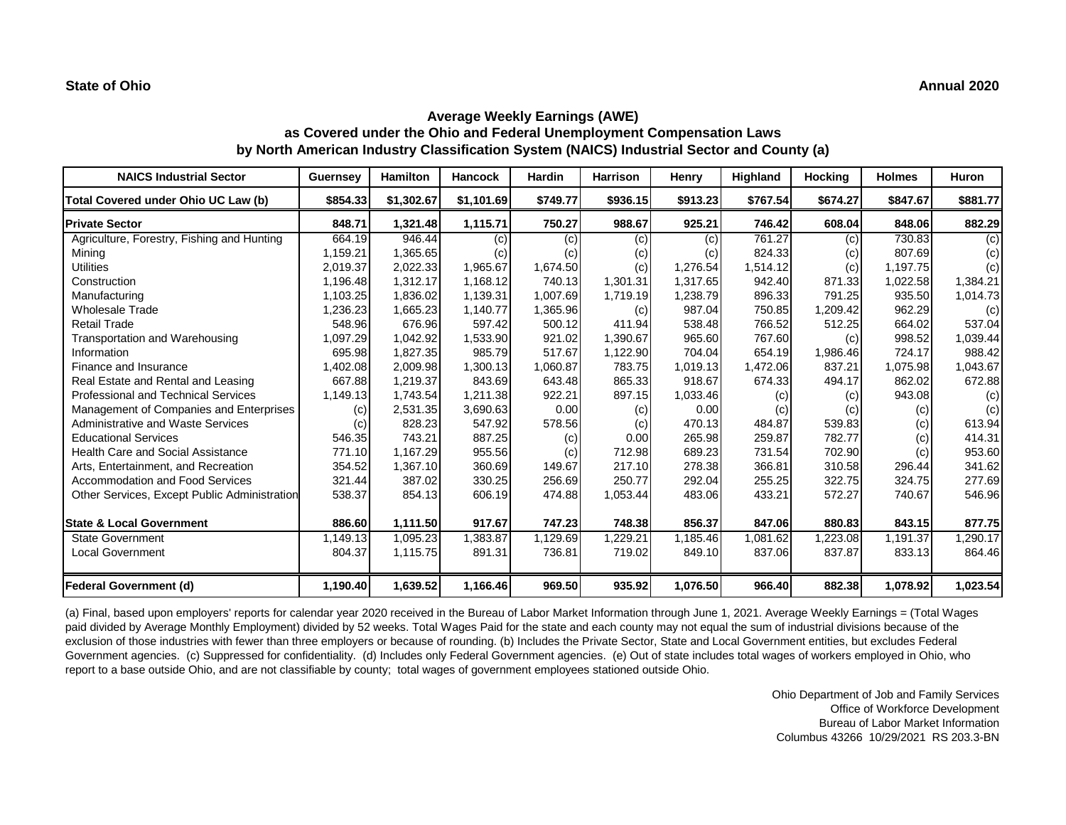**State of Ohio** **Annual 2020**

## Average Weekly Earnings (AWE)
## as Covered under the Ohio and Federal Unemployment Compensation Laws
## by North American Industry Classification System (NAICS) Industrial Sector and County (a)

| NAICS Industrial Sector | Guernsey | Hamilton | Hancock | Hardin | Harrison | Henry | Highland | Hocking | Holmes | Huron |
|---|---|---|---|---|---|---|---|---|---|---|
| **Total Covered under Ohio UC Law (b)** | **$854.33** | **$1,302.67** | **$1,101.69** | **$749.77** | **$936.15** | **$913.23** | **$767.54** | **$674.27** | **$847.67** | **$881.77** |
| **Private Sector** | **848.71** | **1,321.48** | **1,115.71** | **750.27** | **988.67** | **925.21** | **746.42** | **608.04** | **848.06** | **882.29** |
| Agriculture, Forestry, Fishing and Hunting | 664.19 | 946.44 | (c) | (c) | (c) | (c) | 761.27 | (c) | 730.83 | (c) |
| Mining | 1,159.21 | 1,365.65 | (c) | (c) | (c) | (c) | 824.33 | (c) | 807.69 | (c) |
| Utilities | 2,019.37 | 2,022.33 | 1,965.67 | 1,674.50 | (c) | 1,276.54 | 1,514.12 | (c) | 1,197.75 | (c) |
| Construction | 1,196.48 | 1,312.17 | 1,168.12 | 740.13 | 1,301.31 | 1,317.65 | 942.40 | 871.33 | 1,022.58 | 1,384.21 |
| Manufacturing | 1,103.25 | 1,836.02 | 1,139.31 | 1,007.69 | 1,719.19 | 1,238.79 | 896.33 | 791.25 | 935.50 | 1,014.73 |
| Wholesale Trade | 1,236.23 | 1,665.23 | 1,140.77 | 1,365.96 | (c) | 987.04 | 750.85 | 1,209.42 | 962.29 | (c) |
| Retail Trade | 548.96 | 676.96 | 597.42 | 500.12 | 411.94 | 538.48 | 766.52 | 512.25 | 664.02 | 537.04 |
| Transportation and Warehousing | 1,097.29 | 1,042.92 | 1,533.90 | 921.02 | 1,390.67 | 965.60 | 767.60 | (c) | 998.52 | 1,039.44 |
| Information | 695.98 | 1,827.35 | 985.79 | 517.67 | 1,122.90 | 704.04 | 654.19 | 1,986.46 | 724.17 | 988.42 |
| Finance and Insurance | 1,402.08 | 2,009.98 | 1,300.13 | 1,060.87 | 783.75 | 1,019.13 | 1,472.06 | 837.21 | 1,075.98 | 1,043.67 |
| Real Estate and Rental and Leasing | 667.88 | 1,219.37 | 843.69 | 643.48 | 865.33 | 918.67 | 674.33 | 494.17 | 862.02 | 672.88 |
| Professional and Technical Services | 1,149.13 | 1,743.54 | 1,211.38 | 922.21 | 897.15 | 1,033.46 | (c) | (c) | 943.08 | (c) |
| Management of Companies and Enterprises | (c) | 2,531.35 | 3,690.63 | 0.00 | (c) | 0.00 | (c) | (c) | (c) | (c) |
| Administrative and Waste Services | (c) | 828.23 | 547.92 | 578.56 | (c) | 470.13 | 484.87 | 539.83 | (c) | 613.94 |
| Educational Services | 546.35 | 743.21 | 887.25 | (c) | 0.00 | 265.98 | 259.87 | 782.77 | (c) | 414.31 |
| Health Care and Social Assistance | 771.10 | 1,167.29 | 955.56 | (c) | 712.98 | 689.23 | 731.54 | 702.90 | (c) | 953.60 |
| Arts, Entertainment, and Recreation | 354.52 | 1,367.10 | 360.69 | 149.67 | 217.10 | 278.38 | 366.81 | 310.58 | 296.44 | 341.62 |
| Accommodation and Food Services | 321.44 | 387.02 | 330.25 | 256.69 | 250.77 | 292.04 | 255.25 | 322.75 | 324.75 | 277.69 |
| Other Services, Except Public Administration | 538.37 | 854.13 | 606.19 | 474.88 | 1,053.44 | 483.06 | 433.21 | 572.27 | 740.67 | 546.96 |
| **State & Local Government** | **886.60** | **1,111.50** | **917.67** | **747.23** | **748.38** | **856.37** | **847.06** | **880.83** | **843.15** | **877.75** |
| State Government | 1,149.13 | 1,095.23 | 1,383.87 | 1,129.69 | 1,229.21 | 1,185.46 | 1,081.62 | 1,223.08 | 1,191.37 | 1,290.17 |
| Local Government | 804.37 | 1,115.75 | 891.31 | 736.81 | 719.02 | 849.10 | 837.06 | 837.87 | 833.13 | 864.46 |
| **Federal Government (d)** | **1,190.40** | **1,639.52** | **1,166.46** | **969.50** | **935.92** | **1,076.50** | **966.40** | **882.38** | **1,078.92** | **1,023.54** |

(a) Final, based upon employers' reports for calendar year 2020 received in the Bureau of Labor Market Information through June 1, 2021. Average Weekly Earnings = (Total Wages paid divided by Average Monthly Employment) divided by 52 weeks. Total Wages Paid for the state and each county may not equal the sum of industrial divisions because of the exclusion of those industries with fewer than three employers or because of rounding. (b) Includes the Private Sector, State and Local Government entities, but excludes Federal Government agencies. (c) Suppressed for confidentiality. (d) Includes only Federal Government agencies. (e) Out of state includes total wages of workers employed in Ohio, who report to a base outside Ohio, and are not classifiable by county; total wages of government employees stationed outside Ohio.

Ohio Department of Job and Family Services
Office of Workforce Development
Bureau of Labor Market Information
Columbus 43266 10/29/2021 RS 203.3-BN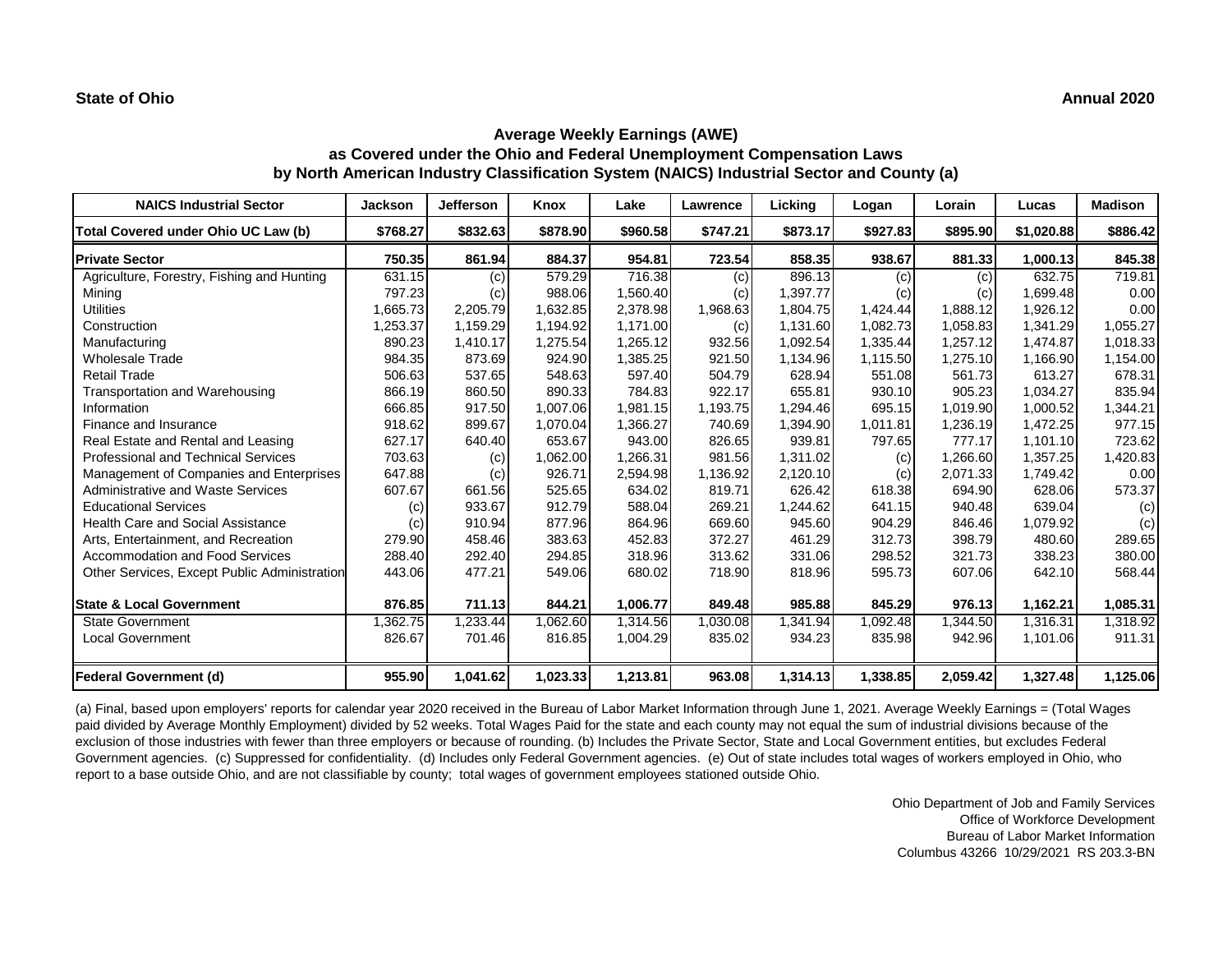**State of Ohio** **Annual 2020**

## Average Weekly Earnings (AWE)
## as Covered under the Ohio and Federal Unemployment Compensation Laws
## by North American Industry Classification System (NAICS) Industrial Sector and County (a)

| NAICS Industrial Sector | Jackson | Jefferson | Knox | Lake | Lawrence | Licking | Logan | Lorain | Lucas | Madison |
|---|---|---|---|---|---|---|---|---|---|---|
| **Total Covered under Ohio UC Law (b)** | **$768.27** | **$832.63** | **$878.90** | **$960.58** | **$747.21** | **$873.17** | **$927.83** | **$895.90** | **$1,020.88** | **$886.42** |
| **Private Sector** | **750.35** | **861.94** | **884.37** | **954.81** | **723.54** | **858.35** | **938.67** | **881.33** | **1,000.13** | **845.38** |
| Agriculture, Forestry, Fishing and Hunting | 631.15 | (c) | 579.29 | 716.38 | (c) | 896.13 | (c) | (c) | 632.75 | 719.81 |
| Mining | 797.23 | (c) | 988.06 | 1,560.40 | (c) | 1,397.77 | (c) | (c) | 1,699.48 | 0.00 |
| Utilities | 1,665.73 | 2,205.79 | 1,632.85 | 2,378.98 | 1,968.63 | 1,804.75 | 1,424.44 | 1,888.12 | 1,926.12 | 0.00 |
| Construction | 1,253.37 | 1,159.29 | 1,194.92 | 1,171.00 | (c) | 1,131.60 | 1,082.73 | 1,058.83 | 1,341.29 | 1,055.27 |
| Manufacturing | 890.23 | 1,410.17 | 1,275.54 | 1,265.12 | 932.56 | 1,092.54 | 1,335.44 | 1,257.12 | 1,474.87 | 1,018.33 |
| Wholesale Trade | 984.35 | 873.69 | 924.90 | 1,385.25 | 921.50 | 1,134.96 | 1,115.50 | 1,275.10 | 1,166.90 | 1,154.00 |
| Retail Trade | 506.63 | 537.65 | 548.63 | 597.40 | 504.79 | 628.94 | 551.08 | 561.73 | 613.27 | 678.31 |
| Transportation and Warehousing | 866.19 | 860.50 | 890.33 | 784.83 | 922.17 | 655.81 | 930.10 | 905.23 | 1,034.27 | 835.94 |
| Information | 666.85 | 917.50 | 1,007.06 | 1,981.15 | 1,193.75 | 1,294.46 | 695.15 | 1,019.90 | 1,000.52 | 1,344.21 |
| Finance and Insurance | 918.62 | 899.67 | 1,070.04 | 1,366.27 | 740.69 | 1,394.90 | 1,011.81 | 1,236.19 | 1,472.25 | 977.15 |
| Real Estate and Rental and Leasing | 627.17 | 640.40 | 653.67 | 943.00 | 826.65 | 939.81 | 797.65 | 777.17 | 1,101.10 | 723.62 |
| Professional and Technical Services | 703.63 | (c) | 1,062.00 | 1,266.31 | 981.56 | 1,311.02 | (c) | 1,266.60 | 1,357.25 | 1,420.83 |
| Management of Companies and Enterprises | 647.88 | (c) | 926.71 | 2,594.98 | 1,136.92 | 2,120.10 | (c) | 2,071.33 | 1,749.42 | 0.00 |
| Administrative and Waste Services | 607.67 | 661.56 | 525.65 | 634.02 | 819.71 | 626.42 | 618.38 | 694.90 | 628.06 | 573.37 |
| Educational Services | (c) | 933.67 | 912.79 | 588.04 | 269.21 | 1,244.62 | 641.15 | 940.48 | 639.04 | (c) |
| Health Care and Social Assistance | (c) | 910.94 | 877.96 | 864.96 | 669.60 | 945.60 | 904.29 | 846.46 | 1,079.92 | (c) |
| Arts, Entertainment, and Recreation | 279.90 | 458.46 | 383.63 | 452.83 | 372.27 | 461.29 | 312.73 | 398.79 | 480.60 | 289.65 |
| Accommodation and Food Services | 288.40 | 292.40 | 294.85 | 318.96 | 313.62 | 331.06 | 298.52 | 321.73 | 338.23 | 380.00 |
| Other Services, Except Public Administration | 443.06 | 477.21 | 549.06 | 680.02 | 718.90 | 818.96 | 595.73 | 607.06 | 642.10 | 568.44 |
| **State & Local Government** | **876.85** | **711.13** | **844.21** | **1,006.77** | **849.48** | **985.88** | **845.29** | **976.13** | **1,162.21** | **1,085.31** |
| State Government | 1,362.75 | 1,233.44 | 1,062.60 | 1,314.56 | 1,030.08 | 1,341.94 | 1,092.48 | 1,344.50 | 1,316.31 | 1,318.92 |
| Local Government | 826.67 | 701.46 | 816.85 | 1,004.29 | 835.02 | 934.23 | 835.98 | 942.96 | 1,101.06 | 911.31 |
| **Federal Government (d)** | **955.90** | **1,041.62** | **1,023.33** | **1,213.81** | **963.08** | **1,314.13** | **1,338.85** | **2,059.42** | **1,327.48** | **1,125.06** |

(a) Final, based upon employers' reports for calendar year 2020 received in the Bureau of Labor Market Information through June 1, 2021. Average Weekly Earnings = (Total Wages paid divided by Average Monthly Employment) divided by 52 weeks. Total Wages Paid for the state and each county may not equal the sum of industrial divisions because of the exclusion of those industries with fewer than three employers or because of rounding. (b) Includes the Private Sector, State and Local Government entities, but excludes Federal Government agencies. (c) Suppressed for confidentiality. (d) Includes only Federal Government agencies. (e) Out of state includes total wages of workers employed in Ohio, who report to a base outside Ohio, and are not classifiable by county; total wages of government employees stationed outside Ohio.

Ohio Department of Job and Family Services
Office of Workforce Development
Bureau of Labor Market Information
Columbus 43266 10/29/2021 RS 203.3-BN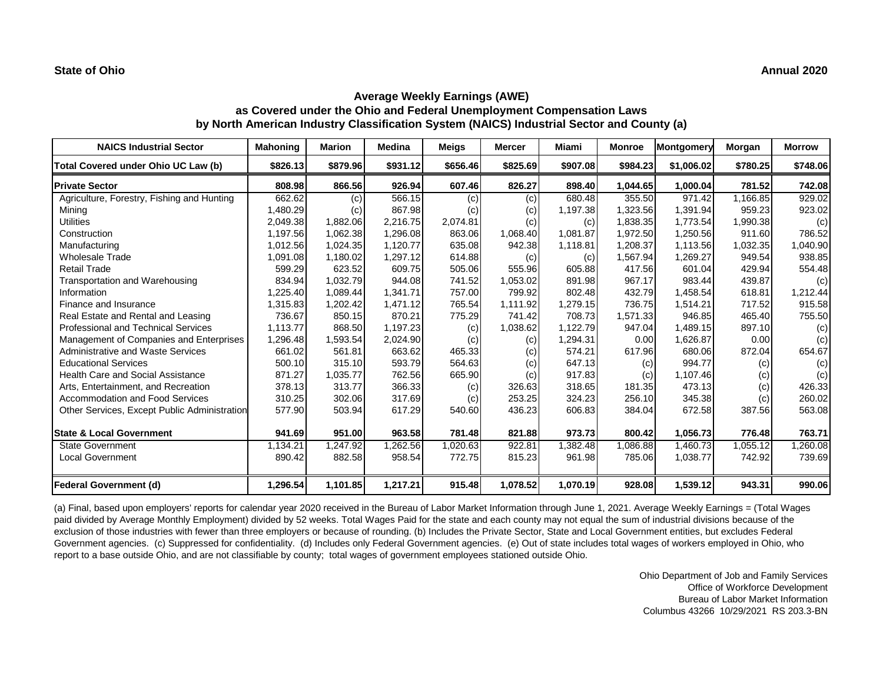**State of Ohio** **Annual 2020**

## Average Weekly Earnings (AWE)
## as Covered under the Ohio and Federal Unemployment Compensation Laws
## by North American Industry Classification System (NAICS) Industrial Sector and County (a)

| NAICS Industrial Sector | Mahoning | Marion | Medina | Meigs | Mercer | Miami | Monroe | Montgomery | Morgan | Morrow |
|---|---|---|---|---|---|---|---|---|---|---|
| **Total Covered under Ohio UC Law (b)** | **$826.13** | **$879.96** | **$931.12** | **$656.46** | **$825.69** | **$907.08** | **$984.23** | **$1,006.02** | **$780.25** | **$748.06** |
| **Private Sector** | **808.98** | **866.56** | **926.94** | **607.46** | **826.27** | **898.40** | **1,044.65** | **1,000.04** | **781.52** | **742.08** |
| Agriculture, Forestry, Fishing and Hunting | 662.62 | (c) | 566.15 | (c) | (c) | 680.48 | 355.50 | 971.42 | 1,166.85 | 929.02 |
| Mining | 1,480.29 | (c) | 867.98 | (c) | (c) | 1,197.38 | 1,323.56 | 1,391.94 | 959.23 | 923.02 |
| Utilities | 2,049.38 | 1,882.06 | 2,216.75 | 2,074.81 | (c) | (c) | 1,838.35 | 1,773.54 | 1,990.38 | (c) |
| Construction | 1,197.56 | 1,062.38 | 1,296.08 | 863.06 | 1,068.40 | 1,081.87 | 1,972.50 | 1,250.56 | 911.60 | 786.52 |
| Manufacturing | 1,012.56 | 1,024.35 | 1,120.77 | 635.08 | 942.38 | 1,118.81 | 1,208.37 | 1,113.56 | 1,032.35 | 1,040.90 |
| Wholesale Trade | 1,091.08 | 1,180.02 | 1,297.12 | 614.88 | (c) | (c) | 1,567.94 | 1,269.27 | 949.54 | 938.85 |
| Retail Trade | 599.29 | 623.52 | 609.75 | 505.06 | 555.96 | 605.88 | 417.56 | 601.04 | 429.94 | 554.48 |
| Transportation and Warehousing | 834.94 | 1,032.79 | 944.08 | 741.52 | 1,053.02 | 891.98 | 967.17 | 983.44 | 439.87 | (c) |
| Information | 1,225.40 | 1,089.44 | 1,341.71 | 757.00 | 799.92 | 802.48 | 432.79 | 1,458.54 | 618.81 | 1,212.44 |
| Finance and Insurance | 1,315.83 | 1,202.42 | 1,471.12 | 765.54 | 1,111.92 | 1,279.15 | 736.75 | 1,514.21 | 717.52 | 915.58 |
| Real Estate and Rental and Leasing | 736.67 | 850.15 | 870.21 | 775.29 | 741.42 | 708.73 | 1,571.33 | 946.85 | 465.40 | 755.50 |
| Professional and Technical Services | 1,113.77 | 868.50 | 1,197.23 | (c) | 1,038.62 | 1,122.79 | 947.04 | 1,489.15 | 897.10 | (c) |
| Management of Companies and Enterprises | 1,296.48 | 1,593.54 | 2,024.90 | (c) | (c) | 1,294.31 | 0.00 | 1,626.87 | 0.00 | (c) |
| Administrative and Waste Services | 661.02 | 561.81 | 663.62 | 465.33 | (c) | 574.21 | 617.96 | 680.06 | 872.04 | 654.67 |
| Educational Services | 500.10 | 315.10 | 593.79 | 564.63 | (c) | 647.13 | (c) | 994.77 | (c) | (c) |
| Health Care and Social Assistance | 871.27 | 1,035.77 | 762.56 | 665.90 | (c) | 917.83 | (c) | 1,107.46 | (c) | (c) |
| Arts, Entertainment, and Recreation | 378.13 | 313.77 | 366.33 | (c) | 326.63 | 318.65 | 181.35 | 473.13 | (c) | 426.33 |
| Accommodation and Food Services | 310.25 | 302.06 | 317.69 | (c) | 253.25 | 324.23 | 256.10 | 345.38 | (c) | 260.02 |
| Other Services, Except Public Administration | 577.90 | 503.94 | 617.29 | 540.60 | 436.23 | 606.83 | 384.04 | 672.58 | 387.56 | 563.08 |
| **State & Local Government** | **941.69** | **951.00** | **963.58** | **781.48** | **821.88** | **973.73** | **800.42** | **1,056.73** | **776.48** | **763.71** |
| State Government | 1,134.21 | 1,247.92 | 1,262.56 | 1,020.63 | 922.81 | 1,382.48 | 1,086.88 | 1,460.73 | 1,055.12 | 1,260.08 |
| Local Government | 890.42 | 882.58 | 958.54 | 772.75 | 815.23 | 961.98 | 785.06 | 1,038.77 | 742.92 | 739.69 |
| **Federal Government (d)** | **1,296.54** | **1,101.85** | **1,217.21** | **915.48** | **1,078.52** | **1,070.19** | **928.08** | **1,539.12** | **943.31** | **990.06** |

(a) Final, based upon employers' reports for calendar year 2020 received in the Bureau of Labor Market Information through June 1, 2021. Average Weekly Earnings = (Total Wages paid divided by Average Monthly Employment) divided by 52 weeks. Total Wages Paid for the state and each county may not equal the sum of industrial divisions because of the exclusion of those industries with fewer than three employers or because of rounding. (b) Includes the Private Sector, State and Local Government entities, but excludes Federal Government agencies. (c) Suppressed for confidentiality. (d) Includes only Federal Government agencies. (e) Out of state includes total wages of workers employed in Ohio, who report to a base outside Ohio, and are not classifiable by county; total wages of government employees stationed outside Ohio.

Ohio Department of Job and Family Services
Office of Workforce Development
Bureau of Labor Market Information
Columbus 43266 10/29/2021 RS 203.3-BN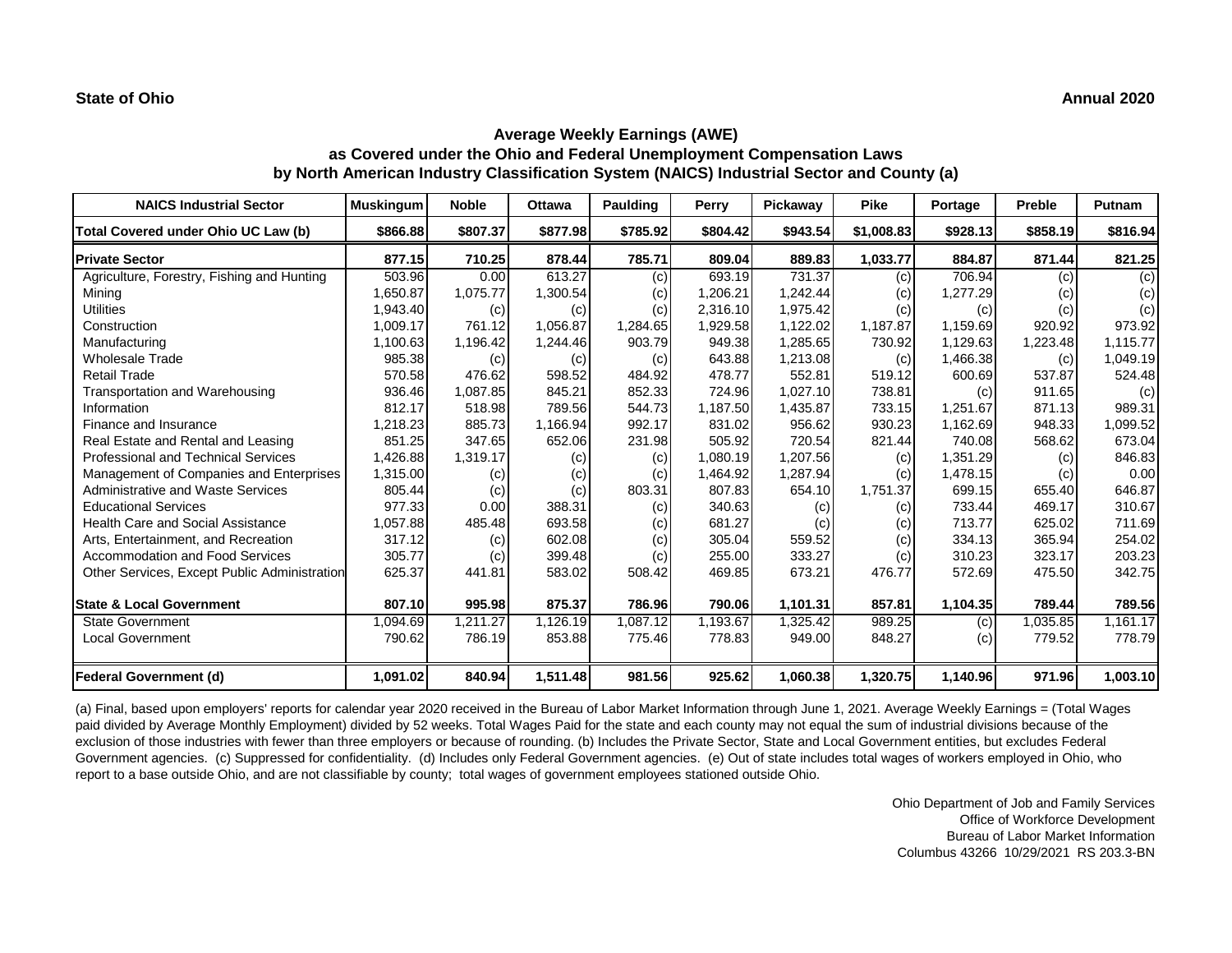**State of Ohio** **Annual 2020**

## Average Weekly Earnings (AWE)
## as Covered under the Ohio and Federal Unemployment Compensation Laws
## by North American Industry Classification System (NAICS) Industrial Sector and County (a)

| NAICS Industrial Sector | Muskingum | Noble | Ottawa | Paulding | Perry | Pickaway | Pike | Portage | Preble | Putnam |
|---|---|---|---|---|---|---|---|---|---|---|
| **Total Covered under Ohio UC Law (b)** | **$866.88** | **$807.37** | **$877.98** | **$785.92** | **$804.42** | **$943.54** | **$1,008.83** | **$928.13** | **$858.19** | **$816.94** |
| **Private Sector** | **877.15** | **710.25** | **878.44** | **785.71** | **809.04** | **889.83** | **1,033.77** | **884.87** | **871.44** | **821.25** |
| Agriculture, Forestry, Fishing and Hunting | 503.96 | 0.00 | 613.27 | (c) | 693.19 | 731.37 | (c) | 706.94 | (c) | (c) |
| Mining | 1,650.87 | 1,075.77 | 1,300.54 | (c) | 1,206.21 | 1,242.44 | (c) | 1,277.29 | (c) | (c) |
| Utilities | 1,943.40 | (c) | (c) | (c) | 2,316.10 | 1,975.42 | (c) | (c) | (c) | (c) |
| Construction | 1,009.17 | 761.12 | 1,056.87 | 1,284.65 | 1,929.58 | 1,122.02 | 1,187.87 | 1,159.69 | 920.92 | 973.92 |
| Manufacturing | 1,100.63 | 1,196.42 | 1,244.46 | 903.79 | 949.38 | 1,285.65 | 730.92 | 1,129.63 | 1,223.48 | 1,115.77 |
| Wholesale Trade | 985.38 | (c) | (c) | (c) | 643.88 | 1,213.08 | (c) | 1,466.38 | (c) | 1,049.19 |
| Retail Trade | 570.58 | 476.62 | 598.52 | 484.92 | 478.77 | 552.81 | 519.12 | 600.69 | 537.87 | 524.48 |
| Transportation and Warehousing | 936.46 | 1,087.85 | 845.21 | 852.33 | 724.96 | 1,027.10 | 738.81 | (c) | 911.65 | (c) |
| Information | 812.17 | 518.98 | 789.56 | 544.73 | 1,187.50 | 1,435.87 | 733.15 | 1,251.67 | 871.13 | 989.31 |
| Finance and Insurance | 1,218.23 | 885.73 | 1,166.94 | 992.17 | 831.02 | 956.62 | 930.23 | 1,162.69 | 948.33 | 1,099.52 |
| Real Estate and Rental and Leasing | 851.25 | 347.65 | 652.06 | 231.98 | 505.92 | 720.54 | 821.44 | 740.08 | 568.62 | 673.04 |
| Professional and Technical Services | 1,426.88 | 1,319.17 | (c) | (c) | 1,080.19 | 1,207.56 | (c) | 1,351.29 | (c) | 846.83 |
| Management of Companies and Enterprises | 1,315.00 | (c) | (c) | (c) | 1,464.92 | 1,287.94 | (c) | 1,478.15 | (c) | 0.00 |
| Administrative and Waste Services | 805.44 | (c) | (c) | 803.31 | 807.83 | 654.10 | 1,751.37 | 699.15 | 655.40 | 646.87 |
| Educational Services | 977.33 | 0.00 | 388.31 | (c) | 340.63 | (c) | (c) | 733.44 | 469.17 | 310.67 |
| Health Care and Social Assistance | 1,057.88 | 485.48 | 693.58 | (c) | 681.27 | (c) | (c) | 713.77 | 625.02 | 711.69 |
| Arts, Entertainment, and Recreation | 317.12 | (c) | 602.08 | (c) | 305.04 | 559.52 | (c) | 334.13 | 365.94 | 254.02 |
| Accommodation and Food Services | 305.77 | (c) | 399.48 | (c) | 255.00 | 333.27 | (c) | 310.23 | 323.17 | 203.23 |
| Other Services, Except Public Administration | 625.37 | 441.81 | 583.02 | 508.42 | 469.85 | 673.21 | 476.77 | 572.69 | 475.50 | 342.75 |
| **State & Local Government** | **807.10** | **995.98** | **875.37** | **786.96** | **790.06** | **1,101.31** | **857.81** | **1,104.35** | **789.44** | **789.56** |
| State Government | 1,094.69 | 1,211.27 | 1,126.19 | 1,087.12 | 1,193.67 | 1,325.42 | 989.25 | (c) | 1,035.85 | 1,161.17 |
| Local Government | 790.62 | 786.19 | 853.88 | 775.46 | 778.83 | 949.00 | 848.27 | (c) | 779.52 | 778.79 |
| **Federal Government (d)** | **1,091.02** | **840.94** | **1,511.48** | **981.56** | **925.62** | **1,060.38** | **1,320.75** | **1,140.96** | **971.96** | **1,003.10** |

(a) Final, based upon employers' reports for calendar year 2020 received in the Bureau of Labor Market Information through June 1, 2021. Average Weekly Earnings = (Total Wages paid divided by Average Monthly Employment) divided by 52 weeks. Total Wages Paid for the state and each county may not equal the sum of industrial divisions because of the exclusion of those industries with fewer than three employers or because of rounding. (b) Includes the Private Sector, State and Local Government entities, but excludes Federal Government agencies. (c) Suppressed for confidentiality. (d) Includes only Federal Government agencies. (e) Out of state includes total wages of workers employed in Ohio, who report to a base outside Ohio, and are not classifiable by county; total wages of government employees stationed outside Ohio.

Ohio Department of Job and Family Services
Office of Workforce Development
Bureau of Labor Market Information
Columbus 43266 10/29/2021 RS 203.3-BN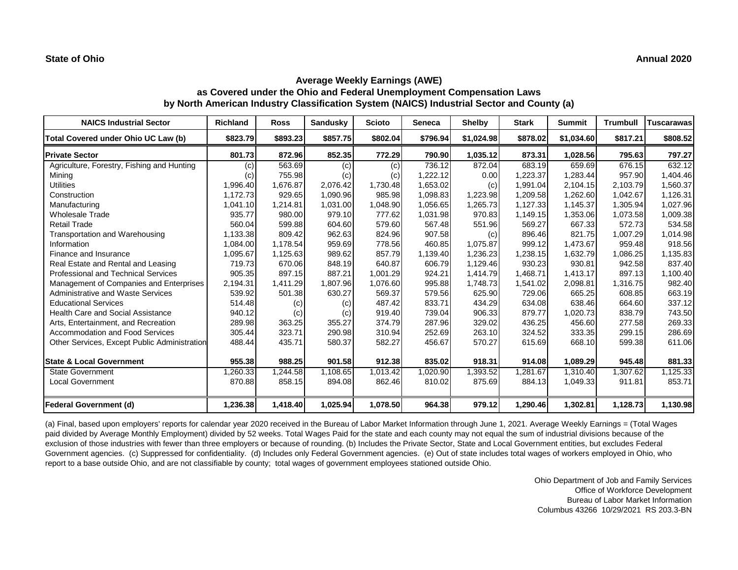**State of Ohio** **Annual 2020**

# Average Weekly Earnings (AWE)
## as Covered under the Ohio and Federal Unemployment Compensation Laws
## by North American Industry Classification System (NAICS) Industrial Sector and County (a)

| NAICS Industrial Sector | Richland | Ross | Sandusky | Scioto | Seneca | Shelby | Stark | Summit | Trumbull | Tuscarawas |
|---|---|---|---|---|---|---|---|---|---|---|
| **Total Covered under Ohio UC Law (b)** | **$823.79** | **$893.23** | **$857.75** | **$802.04** | **$796.94** | **$1,024.98** | **$878.02** | **$1,034.60** | **$817.21** | **$808.52** |
| **Private Sector** | **801.73** | **872.96** | **852.35** | **772.29** | **790.90** | **1,035.12** | **873.31** | **1,028.56** | **795.63** | **797.27** |
| Agriculture, Forestry, Fishing and Hunting | (c) | 563.69 | (c) | (c) | 736.12 | 872.04 | 683.19 | 659.69 | 676.15 | 632.12 |
| Mining | (c) | 755.98 | (c) | (c) | 1,222.12 | 0.00 | 1,223.37 | 1,283.44 | 957.90 | 1,404.46 |
| Utilities | 1,996.40 | 1,676.87 | 2,076.42 | 1,730.48 | 1,653.02 | (c) | 1,991.04 | 2,104.15 | 2,103.79 | 1,560.37 |
| Construction | 1,172.73 | 929.65 | 1,090.96 | 985.98 | 1,098.83 | 1,223.98 | 1,209.58 | 1,262.60 | 1,042.67 | 1,126.31 |
| Manufacturing | 1,041.10 | 1,214.81 | 1,031.00 | 1,048.90 | 1,056.65 | 1,265.73 | 1,127.33 | 1,145.37 | 1,305.94 | 1,027.96 |
| Wholesale Trade | 935.77 | 980.00 | 979.10 | 777.62 | 1,031.98 | 970.83 | 1,149.15 | 1,353.06 | 1,073.58 | 1,009.38 |
| Retail Trade | 560.04 | 599.88 | 604.60 | 579.60 | 567.48 | 551.96 | 569.27 | 667.33 | 572.73 | 534.58 |
| Transportation and Warehousing | 1,133.38 | 809.42 | 962.63 | 824.96 | 907.58 | (c) | 896.46 | 821.75 | 1,007.29 | 1,014.98 |
| Information | 1,084.00 | 1,178.54 | 959.69 | 778.56 | 460.85 | 1,075.87 | 999.12 | 1,473.67 | 959.48 | 918.56 |
| Finance and Insurance | 1,095.67 | 1,125.63 | 989.62 | 857.79 | 1,139.40 | 1,236.23 | 1,238.15 | 1,632.79 | 1,086.25 | 1,135.83 |
| Real Estate and Rental and Leasing | 719.73 | 670.06 | 848.19 | 640.87 | 606.79 | 1,129.46 | 930.23 | 930.81 | 942.58 | 837.40 |
| Professional and Technical Services | 905.35 | 897.15 | 887.21 | 1,001.29 | 924.21 | 1,414.79 | 1,468.71 | 1,413.17 | 897.13 | 1,100.40 |
| Management of Companies and Enterprises | 2,194.31 | 1,411.29 | 1,807.96 | 1,076.60 | 995.88 | 1,748.73 | 1,541.02 | 2,098.81 | 1,316.75 | 982.40 |
| Administrative and Waste Services | 539.92 | 501.38 | 630.27 | 569.37 | 579.56 | 625.90 | 729.06 | 665.25 | 608.85 | 663.19 |
| Educational Services | 514.48 | (c) | (c) | 487.42 | 833.71 | 434.29 | 634.08 | 638.46 | 664.60 | 337.12 |
| Health Care and Social Assistance | 940.12 | (c) | (c) | 919.40 | 739.04 | 906.33 | 879.77 | 1,020.73 | 838.79 | 743.50 |
| Arts, Entertainment, and Recreation | 289.98 | 363.25 | 355.27 | 374.79 | 287.96 | 329.02 | 436.25 | 456.60 | 277.58 | 269.33 |
| Accommodation and Food Services | 305.44 | 323.71 | 290.98 | 310.94 | 252.69 | 263.10 | 324.52 | 333.35 | 299.15 | 286.69 |
| Other Services, Except Public Administration | 488.44 | 435.71 | 580.37 | 582.27 | 456.67 | 570.27 | 615.69 | 668.10 | 599.38 | 611.06 |
| **State & Local Government** | **955.38** | **988.25** | **901.58** | **912.38** | **835.02** | **918.31** | **914.08** | **1,089.29** | **945.48** | **881.33** |
| State Government | 1,260.33 | 1,244.58 | 1,108.65 | 1,013.42 | 1,020.90 | 1,393.52 | 1,281.67 | 1,310.40 | 1,307.62 | 1,125.33 |
| Local Government | 870.88 | 858.15 | 894.08 | 862.46 | 810.02 | 875.69 | 884.13 | 1,049.33 | 911.81 | 853.71 |
| **Federal Government (d)** | **1,236.38** | **1,418.40** | **1,025.94** | **1,078.50** | **964.38** | **979.12** | **1,290.46** | **1,302.81** | **1,128.73** | **1,130.98** |

(a) Final, based upon employers' reports for calendar year 2020 received in the Bureau of Labor Market Information through June 1, 2021. Average Weekly Earnings = (Total Wages paid divided by Average Monthly Employment) divided by 52 weeks. Total Wages Paid for the state and each county may not equal the sum of industrial divisions because of the exclusion of those industries with fewer than three employers or because of rounding. (b) Includes the Private Sector, State and Local Government entities, but excludes Federal Government agencies. (c) Suppressed for confidentiality. (d) Includes only Federal Government agencies. (e) Out of state includes total wages of workers employed in Ohio, who report to a base outside Ohio, and are not classifiable by county; total wages of government employees stationed outside Ohio.

Ohio Department of Job and Family Services
Office of Workforce Development
Bureau of Labor Market Information
Columbus 43266 10/29/2021 RS 203.3-BN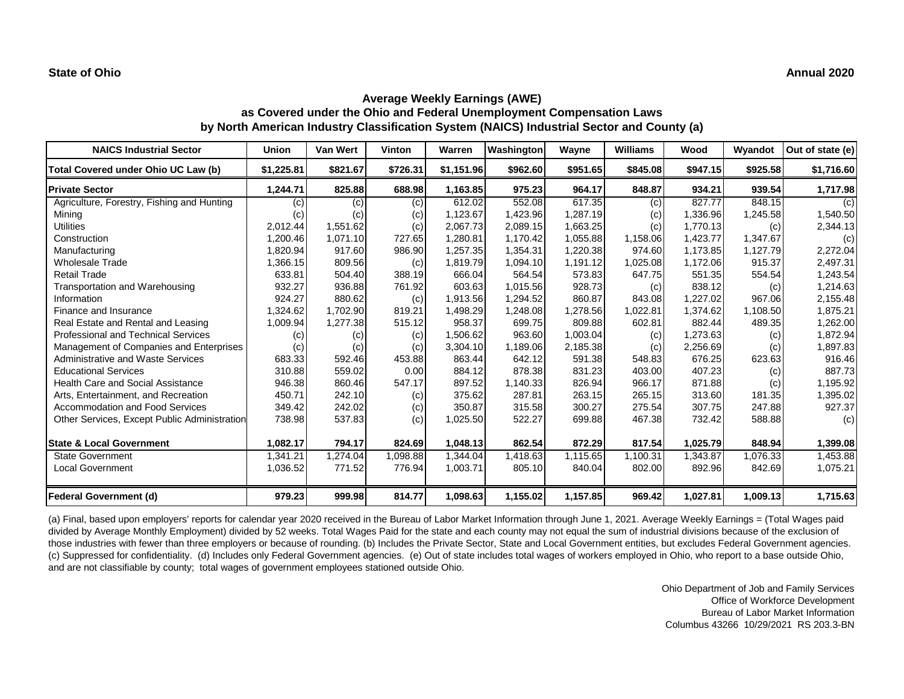**State of Ohio** **Annual 2020**

## Average Weekly Earnings (AWE) as Covered under the Ohio and Federal Unemployment Compensation Laws by North American Industry Classification System (NAICS) Industrial Sector and County (a)

| NAICS Industrial Sector | Union | Van Wert | Vinton | Warren | Washington | Wayne | Williams | Wood | Wyandot | Out of state (e) |
|---|---|---|---|---|---|---|---|---|---|---|
| **Total Covered under Ohio UC Law (b)** | **$1,225.81** | **$821.67** | **$726.31** | **$1,151.96** | **$962.60** | **$951.65** | **$845.08** | **$947.15** | **$925.58** | **$1,716.60** |
| **Private Sector** | **1,244.71** | **825.88** | **688.98** | **1,163.85** | **975.23** | **964.17** | **848.87** | **934.21** | **939.54** | **1,717.98** |
| Agriculture, Forestry, Fishing and Hunting | (c) | (c) | (c) | 612.02 | 552.08 | 617.35 | (c) | 827.77 | 848.15 | (c) |
| Mining | (c) | (c) | (c) | 1,123.67 | 1,423.96 | 1,287.19 | (c) | 1,336.96 | 1,245.58 | 1,540.50 |
| Utilities | 2,012.44 | 1,551.62 | (c) | 2,067.73 | 2,089.15 | 1,663.25 | (c) | 1,770.13 | (c) | 2,344.13 |
| Construction | 1,200.46 | 1,071.10 | 727.65 | 1,280.81 | 1,170.42 | 1,055.88 | 1,158.06 | 1,423.77 | 1,347.67 | (c) |
| Manufacturing | 1,820.94 | 917.60 | 986.90 | 1,257.35 | 1,354.31 | 1,220.38 | 974.60 | 1,173.85 | 1,127.79 | 2,272.04 |
| Wholesale Trade | 1,366.15 | 809.56 | (c) | 1,819.79 | 1,094.10 | 1,191.12 | 1,025.08 | 1,172.06 | 915.37 | 2,497.31 |
| Retail Trade | 633.81 | 504.40 | 388.19 | 666.04 | 564.54 | 573.83 | 647.75 | 551.35 | 554.54 | 1,243.54 |
| Transportation and Warehousing | 932.27 | 936.88 | 761.92 | 603.63 | 1,015.56 | 928.73 | (c) | 838.12 | (c) | 1,214.63 |
| Information | 924.27 | 880.62 | (c) | 1,913.56 | 1,294.52 | 860.87 | 843.08 | 1,227.02 | 967.06 | 2,155.48 |
| Finance and Insurance | 1,324.62 | 1,702.90 | 819.21 | 1,498.29 | 1,248.08 | 1,278.56 | 1,022.81 | 1,374.62 | 1,108.50 | 1,875.21 |
| Real Estate and Rental and Leasing | 1,009.94 | 1,277.38 | 515.12 | 958.37 | 699.75 | 809.88 | 602.81 | 882.44 | 489.35 | 1,262.00 |
| Professional and Technical Services | (c) | (c) | (c) | 1,506.62 | 963.60 | 1,003.04 | (c) | 1,273.63 | (c) | 1,872.94 |
| Management of Companies and Enterprises | (c) | (c) | (c) | 3,304.10 | 1,189.06 | 2,185.38 | (c) | 2,256.69 | (c) | 1,897.83 |
| Administrative and Waste Services | 683.33 | 592.46 | 453.88 | 863.44 | 642.12 | 591.38 | 548.83 | 676.25 | 623.63 | 916.46 |
| Educational Services | 310.88 | 559.02 | 0.00 | 884.12 | 878.38 | 831.23 | 403.00 | 407.23 | (c) | 887.73 |
| Health Care and Social Assistance | 946.38 | 860.46 | 547.17 | 897.52 | 1,140.33 | 826.94 | 966.17 | 871.88 | (c) | 1,195.92 |
| Arts, Entertainment, and Recreation | 450.71 | 242.10 | (c) | 375.62 | 287.81 | 263.15 | 265.15 | 313.60 | 181.35 | 1,395.02 |
| Accommodation and Food Services | 349.42 | 242.02 | (c) | 350.87 | 315.58 | 300.27 | 275.54 | 307.75 | 247.88 | 927.37 |
| Other Services, Except Public Administration | 738.98 | 537.83 | (c) | 1,025.50 | 522.27 | 699.88 | 467.38 | 732.42 | 588.88 | (c) |
| **State & Local Government** | **1,082.17** | **794.17** | **824.69** | **1,048.13** | **862.54** | **872.29** | **817.54** | **1,025.79** | **848.94** | **1,399.08** |
| State Government | 1,341.21 | 1,274.04 | 1,098.88 | 1,344.04 | 1,418.63 | 1,115.65 | 1,100.31 | 1,343.87 | 1,076.33 | 1,453.88 |
| Local Government | 1,036.52 | 771.52 | 776.94 | 1,003.71 | 805.10 | 840.04 | 802.00 | 892.96 | 842.69 | 1,075.21 |
| **Federal Government (d)** | **979.23** | **999.98** | **814.77** | **1,098.63** | **1,155.02** | **1,157.85** | **969.42** | **1,027.81** | **1,009.13** | **1,715.63** |

(a) Final, based upon employers' reports for calendar year 2020 received in the Bureau of Labor Market Information through June 1, 2021. Average Weekly Earnings = (Total Wages paid divided by Average Monthly Employment) divided by 52 weeks. Total Wages Paid for the state and each county may not equal the sum of industrial divisions because of the exclusion of those industries with fewer than three employers or because of rounding. (b) Includes the Private Sector, State and Local Government entities, but excludes Federal Government agencies. (c) Suppressed for confidentiality. (d) Includes only Federal Government agencies. (e) Out of state includes total wages of workers employed in Ohio, who report to a base outside Ohio, and are not classifiable by county; total wages of government employees stationed outside Ohio.

Ohio Department of Job and Family Services
Office of Workforce Development
Bureau of Labor Market Information
Columbus 43266 10/29/2021 RS 203.3-BN